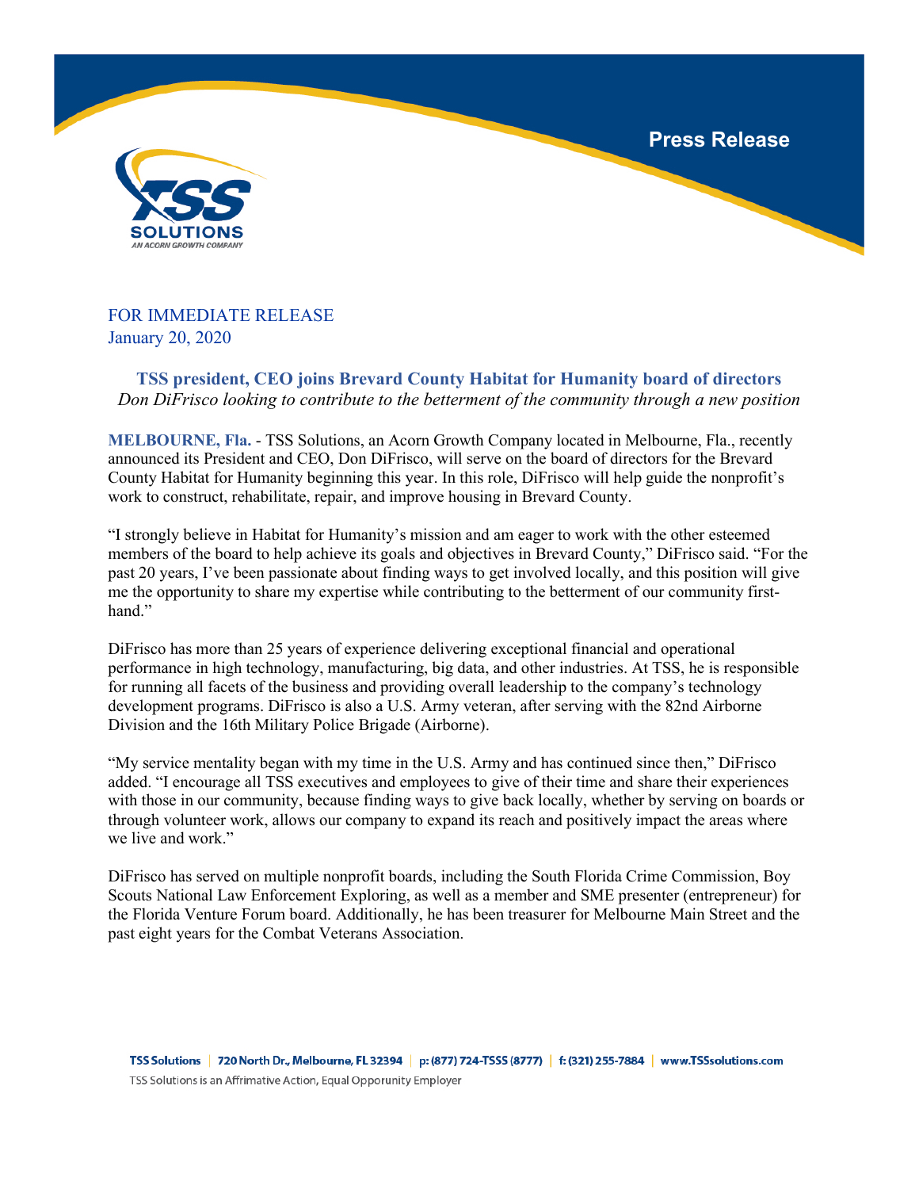Press Release

FOR IMMEDIATE RELEASE
January 20, 2020

## TSS president, CEO joins Brevard County Habitat for Humanity board of directors

*Don DiFrisco looking to contribute to the betterment of the community through a new position*

**MELBOURNE, Fla.** - TSS Solutions, an Acorn Growth Company located in Melbourne, Fla., recently announced its President and CEO, Don DiFrisco, will serve on the board of directors for the Brevard County Habitat for Humanity beginning this year. In this role, DiFrisco will help guide the nonprofit's work to construct, rehabilitate, repair, and improve housing in Brevard County.

"I strongly believe in Habitat for Humanity's mission and am eager to work with the other esteemed members of the board to help achieve its goals and objectives in Brevard County," DiFrisco said. "For the past 20 years, I've been passionate about finding ways to get involved locally, and this position will give me the opportunity to share my expertise while contributing to the betterment of our community first-hand."

DiFrisco has more than 25 years of experience delivering exceptional financial and operational performance in high technology, manufacturing, big data, and other industries. At TSS, he is responsible for running all facets of the business and providing overall leadership to the company's technology development programs. DiFrisco is also a U.S. Army veteran, after serving with the 82nd Airborne Division and the 16th Military Police Brigade (Airborne).

"My service mentality began with my time in the U.S. Army and has continued since then," DiFrisco added. "I encourage all TSS executives and employees to give of their time and share their experiences with those in our community, because finding ways to give back locally, whether by serving on boards or through volunteer work, allows our company to expand its reach and positively impact the areas where we live and work."

DiFrisco has served on multiple nonprofit boards, including the South Florida Crime Commission, Boy Scouts National Law Enforcement Exploring, as well as a member and SME presenter (entrepreneur) for the Florida Venture Forum board. Additionally, he has been treasurer for Melbourne Main Street and the past eight years for the Combat Veterans Association.

TSS Solutions | 720 North Dr., Melbourne, FL 32394 | p: (877) 724-TSSS (8777) | f: (321) 255-7884 | www.TSSsolutions.com

TSS Solutions is an Affirmative Action, Equal Opporunity Employer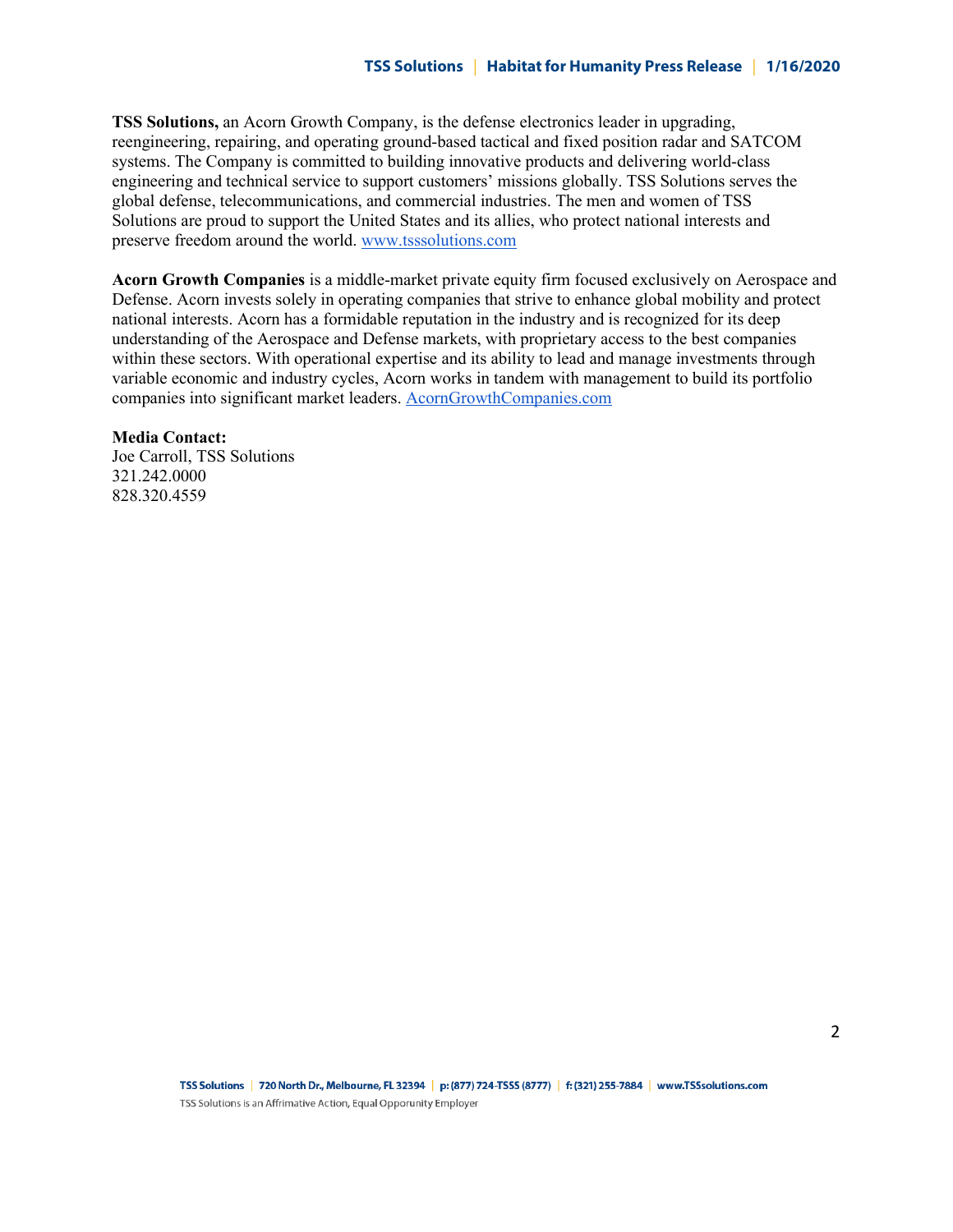**TSS Solutions,** an Acorn Growth Company, is the defense electronics leader in upgrading, reengineering, repairing, and operating ground-based tactical and fixed position radar and SATCOM systems. The Company is committed to building innovative products and delivering world-class engineering and technical service to support customers' missions globally. TSS Solutions serves the global defense, telecommunications, and commercial industries. The men and women of TSS Solutions are proud to support the United States and its allies, who protect national interests and preserve freedom around the world. www.tsssolutions.com

**Acorn Growth Companies** is a middle-market private equity firm focused exclusively on Aerospace and Defense. Acorn invests solely in operating companies that strive to enhance global mobility and protect national interests. Acorn has a formidable reputation in the industry and is recognized for its deep understanding of the Aerospace and Defense markets, with proprietary access to the best companies within these sectors. With operational expertise and its ability to lead and manage investments through variable economic and industry cycles, Acorn works in tandem with management to build its portfolio companies into significant market leaders. AcornGrowthCompanies.com

**Media Contact:**
Joe Carroll, TSS Solutions
321.242.0000
828.320.4559